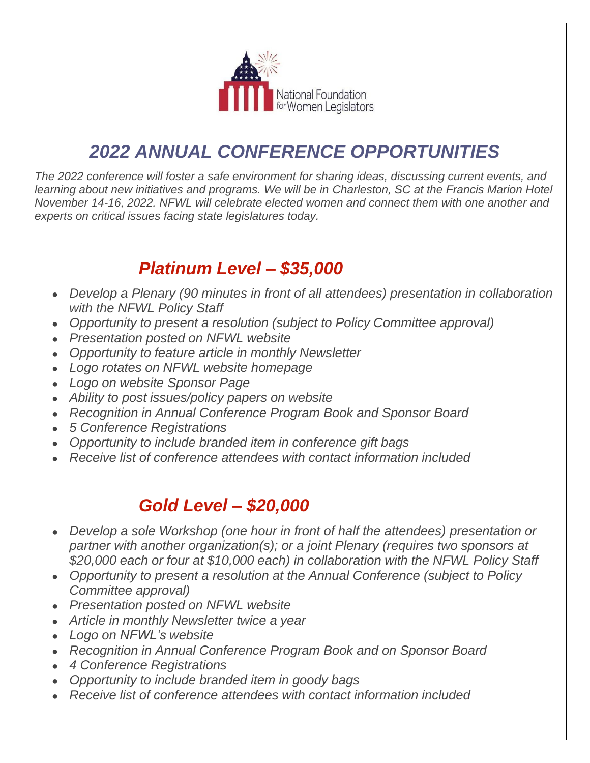National Foundation for Women Legislators

# *2022 ANNUAL CONFERENCE OPPORTUNITIES*

*The 2022 conference will foster a safe environment for sharing ideas, discussing current events, and learning about new initiatives and programs. We will be in Charleston, SC at the Francis Marion Hotel November 14-16, 2022. NFWL will celebrate elected women and connect them with one another and experts on critical issues facing state legislatures today.*

## *Platinum Level – $35,000*

- *Develop a Plenary (90 minutes in front of all attendees) presentation in collaboration with the NFWL Policy Staff*
- *Opportunity to present a resolution (subject to Policy Committee approval)*
- *Presentation posted on NFWL website*
- *Opportunity to feature article in monthly Newsletter*
- *Logo rotates on NFWL website homepage*
- *Logo on website Sponsor Page*
- *Ability to post issues/policy papers on website*
- *Recognition in Annual Conference Program Book and Sponsor Board*
- *5 Conference Registrations*
- *Opportunity to include branded item in conference gift bags*
- *Receive list of conference attendees with contact information included*

## *Gold Level – $20,000*

- *Develop a sole Workshop (one hour in front of half the attendees) presentation or partner with another organization(s); or a joint Plenary (requires two sponsors at $20,000 each or four at $10,000 each) in collaboration with the NFWL Policy Staff*
- *Opportunity to present a resolution at the Annual Conference (subject to Policy Committee approval)*
- *Presentation posted on NFWL website*
- *Article in monthly Newsletter twice a year*
- *Logo on NFWL's website*
- *Recognition in Annual Conference Program Book and on Sponsor Board*
- *4 Conference Registrations*
- *Opportunity to include branded item in goody bags*
- *Receive list of conference attendees with contact information included*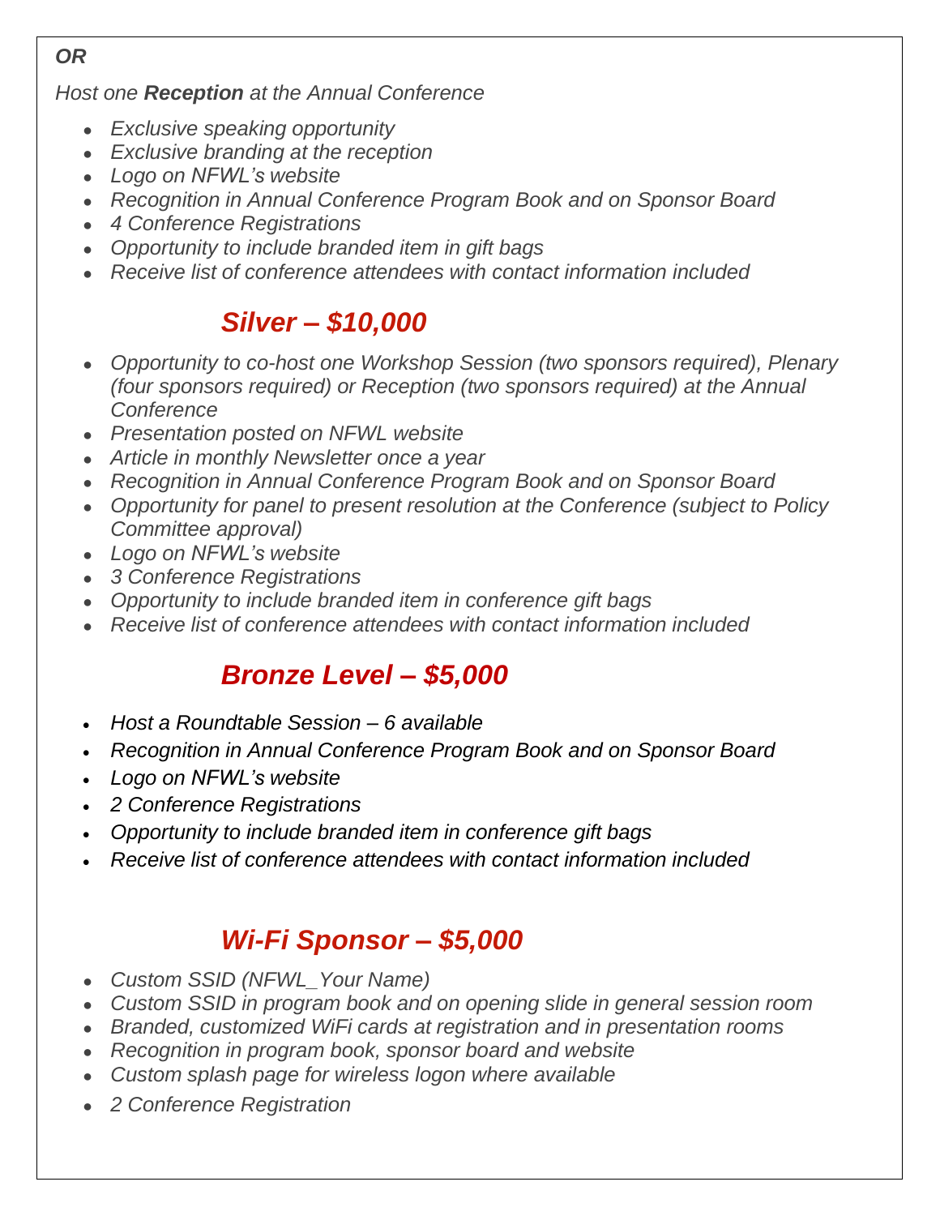*OR*

*Host one **Reception** at the Annual Conference*

- *Exclusive speaking opportunity*
- *Exclusive branding at the reception*
- *Logo on NFWL's website*
- *Recognition in Annual Conference Program Book and on Sponsor Board*
- *4 Conference Registrations*
- *Opportunity to include branded item in gift bags*
- *Receive list of conference attendees with contact information included*

## *Silver – $10,000*

- *Opportunity to co-host one Workshop Session (two sponsors required), Plenary (four sponsors required) or Reception (two sponsors required) at the Annual Conference*
- *Presentation posted on NFWL website*
- *Article in monthly Newsletter once a year*
- *Recognition in Annual Conference Program Book and on Sponsor Board*
- *Opportunity for panel to present resolution at the Conference (subject to Policy Committee approval)*
- *Logo on NFWL's website*
- *3 Conference Registrations*
- *Opportunity to include branded item in conference gift bags*
- *Receive list of conference attendees with contact information included*

## *Bronze Level – $5,000*

- *Host a Roundtable Session – 6 available*
- *Recognition in Annual Conference Program Book and on Sponsor Board*
- *Logo on NFWL's website*
- *2 Conference Registrations*
- *Opportunity to include branded item in conference gift bags*
- *Receive list of conference attendees with contact information included*

## *Wi-Fi Sponsor – $5,000*

- *Custom SSID (NFWL_Your Name)*
- *Custom SSID in program book and on opening slide in general session room*
- *Branded, customized WiFi cards at registration and in presentation rooms*
- *Recognition in program book, sponsor board and website*
- *Custom splash page for wireless logon where available*
- *2 Conference Registration*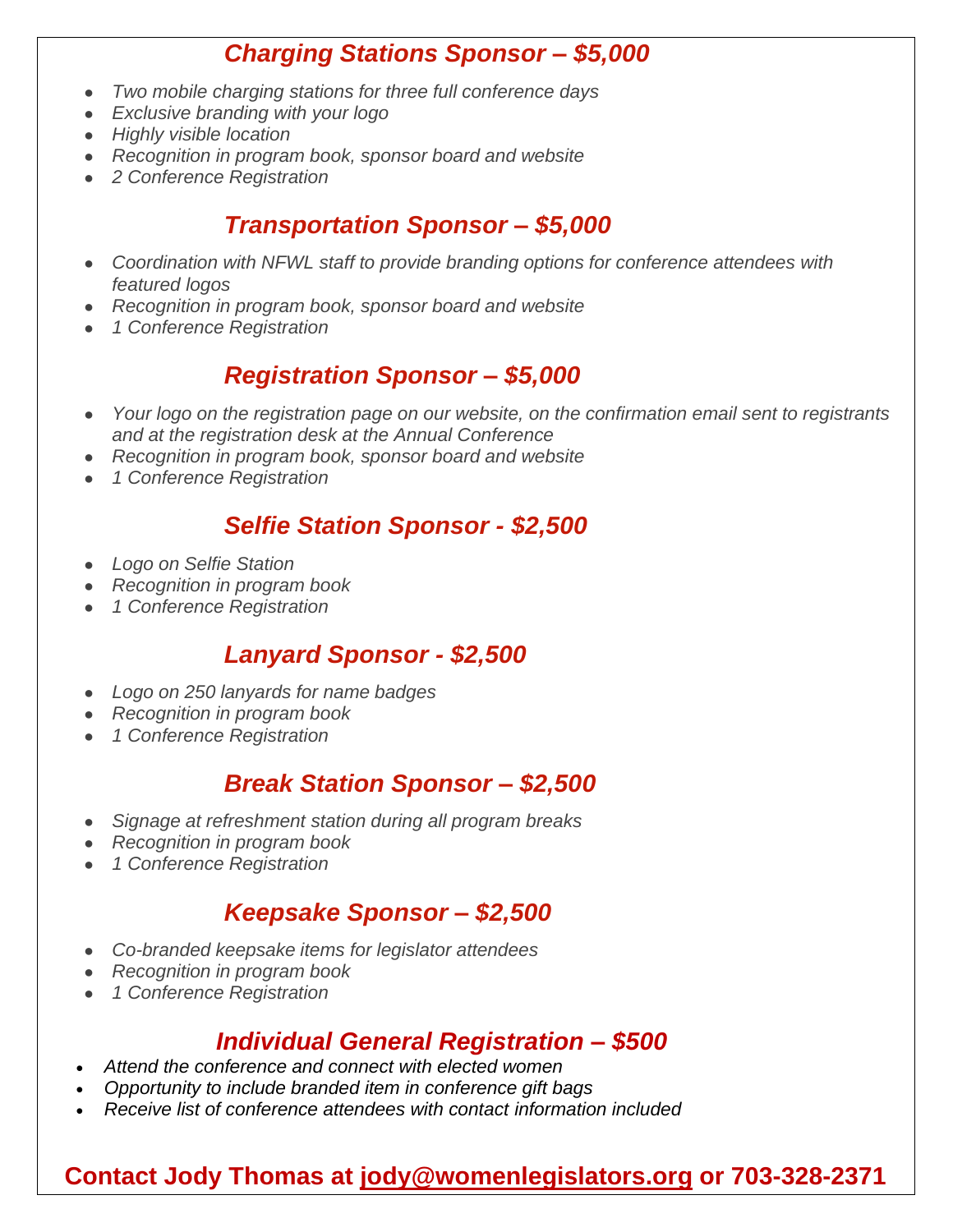## *Charging Stations Sponsor – $5,000*

- *Two mobile charging stations for three full conference days*
- *Exclusive branding with your logo*
- *Highly visible location*
- *Recognition in program book, sponsor board and website*
- *2 Conference Registration*

## *Transportation Sponsor – $5,000*

- *Coordination with NFWL staff to provide branding options for conference attendees with featured logos*
- *Recognition in program book, sponsor board and website*
- *1 Conference Registration*

## *Registration Sponsor – $5,000*

- *Your logo on the registration page on our website, on the confirmation email sent to registrants and at the registration desk at the Annual Conference*
- *Recognition in program book, sponsor board and website*
- *1 Conference Registration*

## *Selfie Station Sponsor - $2,500*

- *Logo on Selfie Station*
- *Recognition in program book*
- *1 Conference Registration*

## *Lanyard Sponsor - $2,500*

- *Logo on 250 lanyards for name badges*
- *Recognition in program book*
- *1 Conference Registration*

## *Break Station Sponsor – $2,500*

- *Signage at refreshment station during all program breaks*
- *Recognition in program book*
- *1 Conference Registration*

## *Keepsake Sponsor – $2,500*

- *Co-branded keepsake items for legislator attendees*
- *Recognition in program book*
- *1 Conference Registration*

## *Individual General Registration – $500*

- *Attend the conference and connect with elected women*
- *Opportunity to include branded item in conference gift bags*
- *Receive list of conference attendees with contact information included*

**Contact Jody Thomas at jody@womenlegislators.org or 703-328-2371**